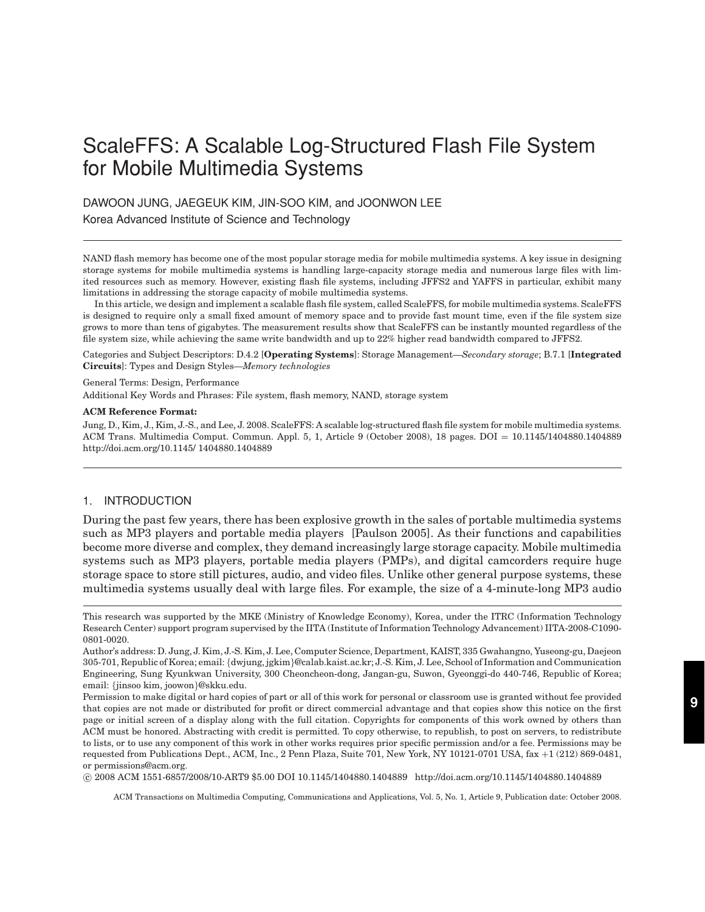# ScaleFFS: A Scalable Log-Structured Flash File System for Mobile Multimedia Systems

DAWOON JUNG, JAEGEUK KIM, JIN-SOO KIM, and JOONWON LEE

Korea Advanced Institute of Science and Technology

NAND flash memory has become one of the most popular storage media for mobile multimedia systems. A key issue in designing storage systems for mobile multimedia systems is handling large-capacity storage media and numerous large files with limited resources such as memory. However, existing flash file systems, including JFFS2 and YAFFS in particular, exhibit many limitations in addressing the storage capacity of mobile multimedia systems.

In this article, we design and implement a scalable flash file system, called ScaleFFS, for mobile multimedia systems. ScaleFFS is designed to require only a small fixed amount of memory space and to provide fast mount time, even if the file system size grows to more than tens of gigabytes. The measurement results show that ScaleFFS can be instantly mounted regardless of the file system size, while achieving the same write bandwidth and up to 22% higher read bandwidth compared to JFFS2.

Categories and Subject Descriptors: D.4.2 [**Operating Systems**]: Storage Management—*Secondary storage*; B.7.1 [**Integrated Circuits**]: Types and Design Styles—*Memory technologies*

General Terms: Design, Performance

Additional Key Words and Phrases: File system, flash memory, NAND, storage system

**ACM Reference Format:**

Jung, D., Kim, J., Kim, J.-S., and Lee, J. 2008. ScaleFFS: A scalable log-structured flash file system for mobile multimedia systems. ACM Trans. Multimedia Comput. Commun. Appl. 5, 1, Article 9 (October 2008), 18 pages. DOI = 10.1145/1404880.1404889 http://doi.acm.org/10.1145/ 1404880.1404889

## 1. INTRODUCTION

During the past few years, there has been explosive growth in the sales of portable multimedia systems such as MP3 players and portable media players [Paulson 2005]. As their functions and capabilities become more diverse and complex, they demand increasingly large storage capacity. Mobile multimedia systems such as MP3 players, portable media players (PMPs), and digital camcorders require huge storage space to store still pictures, audio, and video files. Unlike other general purpose systems, these multimedia systems usually deal with large files. For example, the size of a 4-minute-long MP3 audio

---

This research was supported by the MKE (Ministry of Knowledge Economy), Korea, under the ITRC (Information Technology Research Center) support program supervised by the IITA (Institute of Information Technology Advancement) IITA-2008-C1090-0801-0020.

Author's address: D. Jung, J. Kim, J.-S. Kim, J. Lee, Computer Science, Department, KAIST, 335 Gwahangno, Yuseong-gu, Daejeon 305-701, Republic of Korea; email: {dwjung, jgkim}@calab.kaist.ac.kr; J.-S. Kim, J. Lee, School of Information and Communication Engineering, Sung Kyunkwan University, 300 Cheoncheon-dong, Jangan-gu, Suwon, Gyeonggi-do 440-746, Republic of Korea; email: {jinsoo kim, joowon}@skku.edu.

Permission to make digital or hard copies of part or all of this work for personal or classroom use is granted without fee provided that copies are not made or distributed for profit or direct commercial advantage and that copies show this notice on the first page or initial screen of a display along with the full citation. Copyrights for components of this work owned by others than ACM must be honored. Abstracting with credit is permitted. To copy otherwise, to republish, to post on servers, to redistribute to lists, or to use any component of this work in other works requires prior specific permission and/or a fee. Permissions may be requested from Publications Dept., ACM, Inc., 2 Penn Plaza, Suite 701, New York, NY 10121-0701 USA, fax +1 (212) 869-0481, or permissions@acm.org.

© 2008 ACM 1551-6857/2008/10-ART9 $5.00 DOI 10.1145/1404880.1404889 http://doi.acm.org/10.1145/1404880.1404889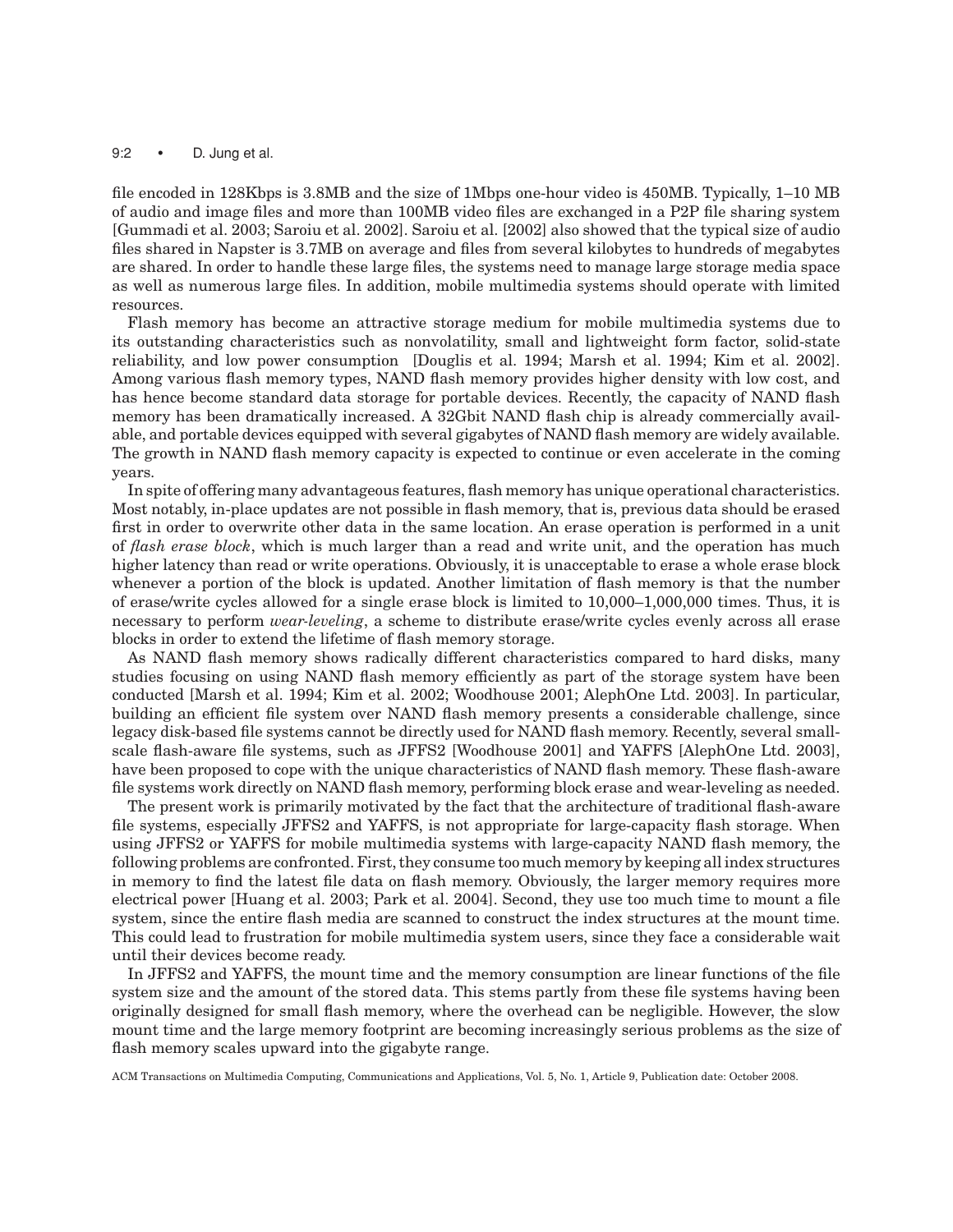file encoded in 128Kbps is 3.8MB and the size of 1Mbps one-hour video is 450MB. Typically, 1–10 MB of audio and image files and more than 100MB video files are exchanged in a P2P file sharing system [Gummadi et al. 2003; Saroiu et al. 2002]. Saroiu et al. [2002] also showed that the typical size of audio files shared in Napster is 3.7MB on average and files from several kilobytes to hundreds of megabytes are shared. In order to handle these large files, the systems need to manage large storage media space as well as numerous large files. In addition, mobile multimedia systems should operate with limited resources.

Flash memory has become an attractive storage medium for mobile multimedia systems due to its outstanding characteristics such as nonvolatility, small and lightweight form factor, solid-state reliability, and low power consumption [Douglis et al. 1994; Marsh et al. 1994; Kim et al. 2002]. Among various flash memory types, NAND flash memory provides higher density with low cost, and has hence become standard data storage for portable devices. Recently, the capacity of NAND flash memory has been dramatically increased. A 32Gbit NAND flash chip is already commercially available, and portable devices equipped with several gigabytes of NAND flash memory are widely available. The growth in NAND flash memory capacity is expected to continue or even accelerate in the coming years.

In spite of offering many advantageous features, flash memory has unique operational characteristics. Most notably, in-place updates are not possible in flash memory, that is, previous data should be erased first in order to overwrite other data in the same location. An erase operation is performed in a unit of *flash erase block*, which is much larger than a read and write unit, and the operation has much higher latency than read or write operations. Obviously, it is unacceptable to erase a whole erase block whenever a portion of the block is updated. Another limitation of flash memory is that the number of erase/write cycles allowed for a single erase block is limited to 10,000–1,000,000 times. Thus, it is necessary to perform *wear-leveling*, a scheme to distribute erase/write cycles evenly across all erase blocks in order to extend the lifetime of flash memory storage.

As NAND flash memory shows radically different characteristics compared to hard disks, many studies focusing on using NAND flash memory efficiently as part of the storage system have been conducted [Marsh et al. 1994; Kim et al. 2002; Woodhouse 2001; AlephOne Ltd. 2003]. In particular, building an efficient file system over NAND flash memory presents a considerable challenge, since legacy disk-based file systems cannot be directly used for NAND flash memory. Recently, several small-scale flash-aware file systems, such as JFFS2 [Woodhouse 2001] and YAFFS [AlephOne Ltd. 2003], have been proposed to cope with the unique characteristics of NAND flash memory. These flash-aware file systems work directly on NAND flash memory, performing block erase and wear-leveling as needed.

The present work is primarily motivated by the fact that the architecture of traditional flash-aware file systems, especially JFFS2 and YAFFS, is not appropriate for large-capacity flash storage. When using JFFS2 or YAFFS for mobile multimedia systems with large-capacity NAND flash memory, the following problems are confronted. First, they consume too much memory by keeping all index structures in memory to find the latest file data on flash memory. Obviously, the larger memory requires more electrical power [Huang et al. 2003; Park et al. 2004]. Second, they use too much time to mount a file system, since the entire flash media are scanned to construct the index structures at the mount time. This could lead to frustration for mobile multimedia system users, since they face a considerable wait until their devices become ready.

In JFFS2 and YAFFS, the mount time and the memory consumption are linear functions of the file system size and the amount of the stored data. This stems partly from these file systems having been originally designed for small flash memory, where the overhead can be negligible. However, the slow mount time and the large memory footprint are becoming increasingly serious problems as the size of flash memory scales upward into the gigabyte range.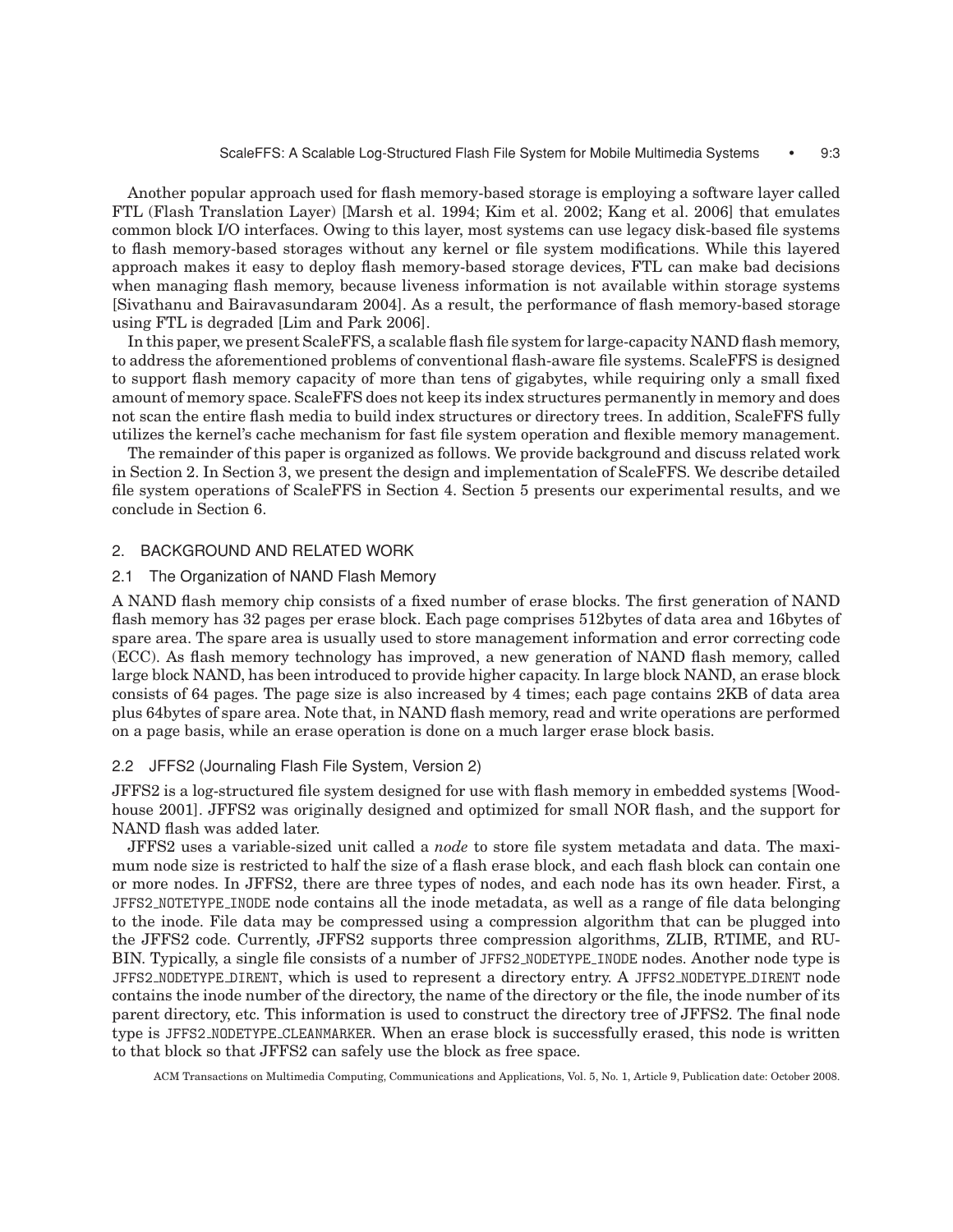Another popular approach used for flash memory-based storage is employing a software layer called FTL (Flash Translation Layer) [Marsh et al. 1994; Kim et al. 2002; Kang et al. 2006] that emulates common block I/O interfaces. Owing to this layer, most systems can use legacy disk-based file systems to flash memory-based storages without any kernel or file system modifications. While this layered approach makes it easy to deploy flash memory-based storage devices, FTL can make bad decisions when managing flash memory, because liveness information is not available within storage systems [Sivathanu and Bairavasundaram 2004]. As a result, the performance of flash memory-based storage using FTL is degraded [Lim and Park 2006].

In this paper, we present ScaleFFS, a scalable flash file system for large-capacity NAND flash memory, to address the aforementioned problems of conventional flash-aware file systems. ScaleFFS is designed to support flash memory capacity of more than tens of gigabytes, while requiring only a small fixed amount of memory space. ScaleFFS does not keep its index structures permanently in memory and does not scan the entire flash media to build index structures or directory trees. In addition, ScaleFFS fully utilizes the kernel's cache mechanism for fast file system operation and flexible memory management.

The remainder of this paper is organized as follows. We provide background and discuss related work in Section 2. In Section 3, we present the design and implementation of ScaleFFS. We describe detailed file system operations of ScaleFFS in Section 4. Section 5 presents our experimental results, and we conclude in Section 6.

## 2. BACKGROUND AND RELATED WORK

### 2.1 The Organization of NAND Flash Memory

A NAND flash memory chip consists of a fixed number of erase blocks. The first generation of NAND flash memory has 32 pages per erase block. Each page comprises 512bytes of data area and 16bytes of spare area. The spare area is usually used to store management information and error correcting code (ECC). As flash memory technology has improved, a new generation of NAND flash memory, called large block NAND, has been introduced to provide higher capacity. In large block NAND, an erase block consists of 64 pages. The page size is also increased by 4 times; each page contains 2KB of data area plus 64bytes of spare area. Note that, in NAND flash memory, read and write operations are performed on a page basis, while an erase operation is done on a much larger erase block basis.

### 2.2 JFFS2 (Journaling Flash File System, Version 2)

JFFS2 is a log-structured file system designed for use with flash memory in embedded systems [Woodhouse 2001]. JFFS2 was originally designed and optimized for small NOR flash, and the support for NAND flash was added later.

JFFS2 uses a variable-sized unit called a *node* to store file system metadata and data. The maximum node size is restricted to half the size of a flash erase block, and each flash block can contain one or more nodes. In JFFS2, there are three types of nodes, and each node has its own header. First, a `JFFS2_NOTETYPE_INODE` node contains all the inode metadata, as well as a range of file data belonging to the inode. File data may be compressed using a compression algorithm that can be plugged into the JFFS2 code. Currently, JFFS2 supports three compression algorithms, ZLIB, RTIME, and RUBIN. Typically, a single file consists of a number of `JFFS2_NODETYPE_INODE` nodes. Another node type is `JFFS2_NODETYPE_DIRENT`, which is used to represent a directory entry. A `JFFS2_NODETYPE_DIRENT` node contains the inode number of the directory, the name of the directory or the file, the inode number of its parent directory, etc. This information is used to construct the directory tree of JFFS2. The final node type is `JFFS2_NODETYPE_CLEANMARKER`. When an erase block is successfully erased, this node is written to that block so that JFFS2 can safely use the block as free space.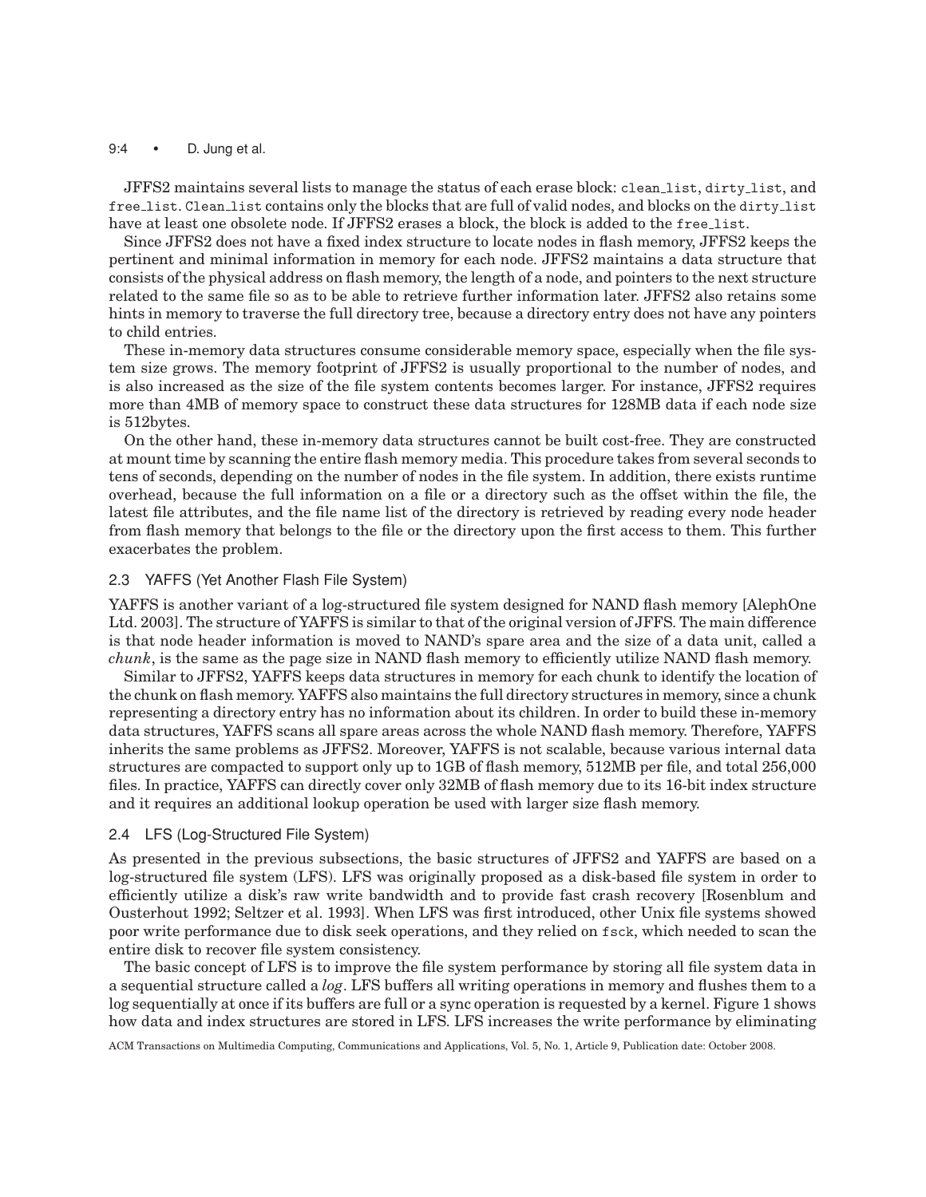JFFS2 maintains several lists to manage the status of each erase block: clean_list, dirty_list, and free_list. Clean_list contains only the blocks that are full of valid nodes, and blocks on the dirty_list have at least one obsolete node. If JFFS2 erases a block, the block is added to the free_list.

Since JFFS2 does not have a fixed index structure to locate nodes in flash memory, JFFS2 keeps the pertinent and minimal information in memory for each node. JFFS2 maintains a data structure that consists of the physical address on flash memory, the length of a node, and pointers to the next structure related to the same file so as to be able to retrieve further information later. JFFS2 also retains some hints in memory to traverse the full directory tree, because a directory entry does not have any pointers to child entries.

These in-memory data structures consume considerable memory space, especially when the file system size grows. The memory footprint of JFFS2 is usually proportional to the number of nodes, and is also increased as the size of the file system contents becomes larger. For instance, JFFS2 requires more than 4MB of memory space to construct these data structures for 128MB data if each node size is 512bytes.

On the other hand, these in-memory data structures cannot be built cost-free. They are constructed at mount time by scanning the entire flash memory media. This procedure takes from several seconds to tens of seconds, depending on the number of nodes in the file system. In addition, there exists runtime overhead, because the full information on a file or a directory such as the offset within the file, the latest file attributes, and the file name list of the directory is retrieved by reading every node header from flash memory that belongs to the file or the directory upon the first access to them. This further exacerbates the problem.

### 2.3 YAFFS (Yet Another Flash File System)

YAFFS is another variant of a log-structured file system designed for NAND flash memory [AlephOne Ltd. 2003]. The structure of YAFFS is similar to that of the original version of JFFS. The main difference is that node header information is moved to NAND's spare area and the size of a data unit, called a *chunk*, is the same as the page size in NAND flash memory to efficiently utilize NAND flash memory.

Similar to JFFS2, YAFFS keeps data structures in memory for each chunk to identify the location of the chunk on flash memory. YAFFS also maintains the full directory structures in memory, since a chunk representing a directory entry has no information about its children. In order to build these in-memory data structures, YAFFS scans all spare areas across the whole NAND flash memory. Therefore, YAFFS inherits the same problems as JFFS2. Moreover, YAFFS is not scalable, because various internal data structures are compacted to support only up to 1GB of flash memory, 512MB per file, and total 256,000 files. In practice, YAFFS can directly cover only 32MB of flash memory due to its 16-bit index structure and it requires an additional lookup operation be used with larger size flash memory.

### 2.4 LFS (Log-Structured File System)

As presented in the previous subsections, the basic structures of JFFS2 and YAFFS are based on a log-structured file system (LFS). LFS was originally proposed as a disk-based file system in order to efficiently utilize a disk's raw write bandwidth and to provide fast crash recovery [Rosenblum and Ousterhout 1992; Seltzer et al. 1993]. When LFS was first introduced, other Unix file systems showed poor write performance due to disk seek operations, and they relied on fsck, which needed to scan the entire disk to recover file system consistency.

The basic concept of LFS is to improve the file system performance by storing all file system data in a sequential structure called a *log*. LFS buffers all writing operations in memory and flushes them to a log sequentially at once if its buffers are full or a sync operation is requested by a kernel. Figure 1 shows how data and index structures are stored in LFS. LFS increases the write performance by eliminating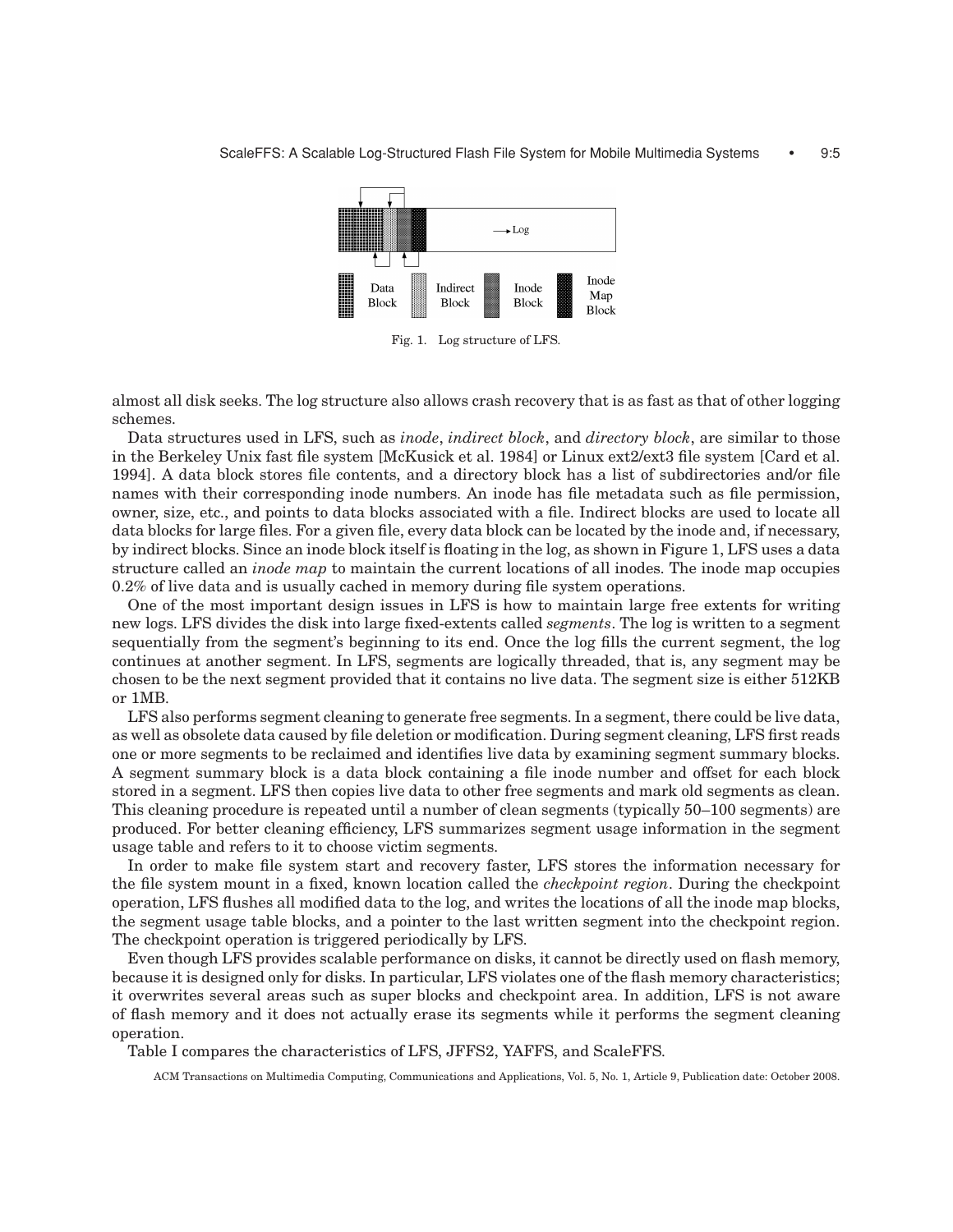Log

Data Block

Indirect Block

Inode Block

Inode Map Block

Fig. 1. Log structure of LFS.

almost all disk seeks. The log structure also allows crash recovery that is as fast as that of other logging schemes.

Data structures used in LFS, such as *inode*, *indirect block*, and *directory block*, are similar to those in the Berkeley Unix fast file system [McKusick et al. 1984] or Linux ext2/ext3 file system [Card et al. 1994]. A data block stores file contents, and a directory block has a list of subdirectories and/or file names with their corresponding inode numbers. An inode has file metadata such as file permission, owner, size, etc., and points to data blocks associated with a file. Indirect blocks are used to locate all data blocks for large files. For a given file, every data block can be located by the inode and, if necessary, by indirect blocks. Since an inode block itself is floating in the log, as shown in Figure 1, LFS uses a data structure called an *inode map* to maintain the current locations of all inodes. The inode map occupies 0.2% of live data and is usually cached in memory during file system operations.

One of the most important design issues in LFS is how to maintain large free extents for writing new logs. LFS divides the disk into large fixed-extents called *segments*. The log is written to a segment sequentially from the segment's beginning to its end. Once the log fills the current segment, the log continues at another segment. In LFS, segments are logically threaded, that is, any segment may be chosen to be the next segment provided that it contains no live data. The segment size is either 512KB or 1MB.

LFS also performs segment cleaning to generate free segments. In a segment, there could be live data, as well as obsolete data caused by file deletion or modification. During segment cleaning, LFS first reads one or more segments to be reclaimed and identifies live data by examining segment summary blocks. A segment summary block is a data block containing a file inode number and offset for each block stored in a segment. LFS then copies live data to other free segments and mark old segments as clean. This cleaning procedure is repeated until a number of clean segments (typically 50–100 segments) are produced. For better cleaning efficiency, LFS summarizes segment usage information in the segment usage table and refers to it to choose victim segments.

In order to make file system start and recovery faster, LFS stores the information necessary for the file system mount in a fixed, known location called the *checkpoint region*. During the checkpoint operation, LFS flushes all modified data to the log, and writes the locations of all the inode map blocks, the segment usage table blocks, and a pointer to the last written segment into the checkpoint region. The checkpoint operation is triggered periodically by LFS.

Even though LFS provides scalable performance on disks, it cannot be directly used on flash memory, because it is designed only for disks. In particular, LFS violates one of the flash memory characteristics; it overwrites several areas such as super blocks and checkpoint area. In addition, LFS is not aware of flash memory and it does not actually erase its segments while it performs the segment cleaning operation.

Table I compares the characteristics of LFS, JFFS2, YAFFS, and ScaleFFS.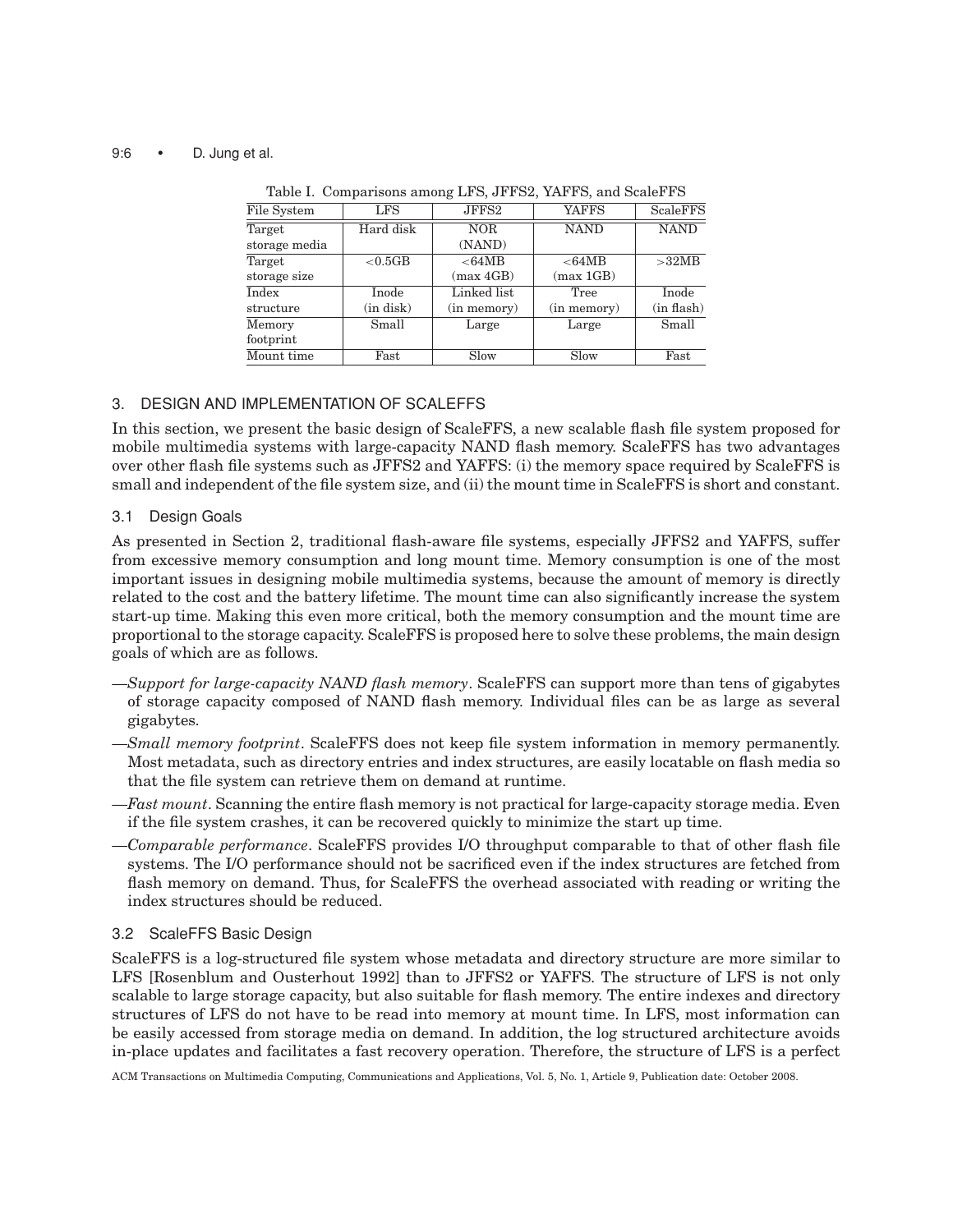Table I. Comparisons among LFS, JFFS2, YAFFS, and ScaleFFS

| File System | LFS | JFFS2 | YAFFS | ScaleFFS |
|---|---|---|---|---|
| Target storage media | Hard disk | NOR (NAND) | NAND | NAND |
| Target storage size | <0.5GB | <64MB (max 4GB) | <64MB (max 1GB) | >32MB |
| Index structure | Inode (in disk) | Linked list (in memory) | Tree (in memory) | Inode (in flash) |
| Memory footprint | Small | Large | Large | Small |
| Mount time | Fast | Slow | Slow | Fast |

## 3. DESIGN AND IMPLEMENTATION OF SCALEFFS

In this section, we present the basic design of ScaleFFS, a new scalable flash file system proposed for mobile multimedia systems with large-capacity NAND flash memory. ScaleFFS has two advantages over other flash file systems such as JFFS2 and YAFFS: (i) the memory space required by ScaleFFS is small and independent of the file system size, and (ii) the mount time in ScaleFFS is short and constant.

### 3.1 Design Goals

As presented in Section 2, traditional flash-aware file systems, especially JFFS2 and YAFFS, suffer from excessive memory consumption and long mount time. Memory consumption is one of the most important issues in designing mobile multimedia systems, because the amount of memory is directly related to the cost and the battery lifetime. The mount time can also significantly increase the system start-up time. Making this even more critical, both the memory consumption and the mount time are proportional to the storage capacity. ScaleFFS is proposed here to solve these problems, the main design goals of which are as follows.

—*Support for large-capacity NAND flash memory*. ScaleFFS can support more than tens of gigabytes of storage capacity composed of NAND flash memory. Individual files can be as large as several gigabytes.

—*Small memory footprint*. ScaleFFS does not keep file system information in memory permanently. Most metadata, such as directory entries and index structures, are easily locatable on flash media so that the file system can retrieve them on demand at runtime.

—*Fast mount*. Scanning the entire flash memory is not practical for large-capacity storage media. Even if the file system crashes, it can be recovered quickly to minimize the start up time.

—*Comparable performance*. ScaleFFS provides I/O throughput comparable to that of other flash file systems. The I/O performance should not be sacrificed even if the index structures are fetched from flash memory on demand. Thus, for ScaleFFS the overhead associated with reading or writing the index structures should be reduced.

### 3.2 ScaleFFS Basic Design

ScaleFFS is a log-structured file system whose metadata and directory structure are more similar to LFS [Rosenblum and Ousterhout 1992] than to JFFS2 or YAFFS. The structure of LFS is not only scalable to large storage capacity, but also suitable for flash memory. The entire indexes and directory structures of LFS do not have to be read into memory at mount time. In LFS, most information can be easily accessed from storage media on demand. In addition, the log structured architecture avoids in-place updates and facilitates a fast recovery operation. Therefore, the structure of LFS is a perfect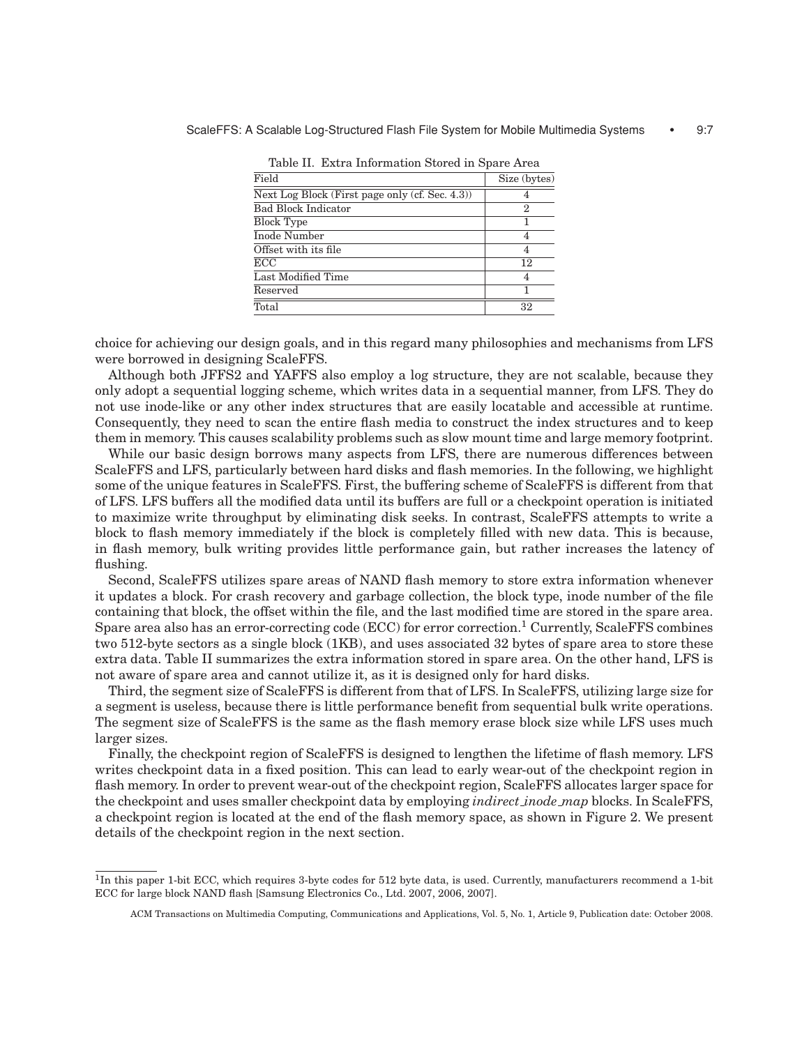Table II. Extra Information Stored in Spare Area

| Field | Size (bytes) |
|---|---|
| Next Log Block (First page only (cf. Sec. 4.3)) | 4 |
| Bad Block Indicator | 2 |
| Block Type | 1 |
| Inode Number | 4 |
| Offset with its file | 4 |
| ECC | 12 |
| Last Modified Time | 4 |
| Reserved | 1 |
| Total | 32 |

choice for achieving our design goals, and in this regard many philosophies and mechanisms from LFS were borrowed in designing ScaleFFS.

Although both JFFS2 and YAFFS also employ a log structure, they are not scalable, because they only adopt a sequential logging scheme, which writes data in a sequential manner, from LFS. They do not use inode-like or any other index structures that are easily locatable and accessible at runtime. Consequently, they need to scan the entire flash media to construct the index structures and to keep them in memory. This causes scalability problems such as slow mount time and large memory footprint.

While our basic design borrows many aspects from LFS, there are numerous differences between ScaleFFS and LFS, particularly between hard disks and flash memories. In the following, we highlight some of the unique features in ScaleFFS. First, the buffering scheme of ScaleFFS is different from that of LFS. LFS buffers all the modified data until its buffers are full or a checkpoint operation is initiated to maximize write throughput by eliminating disk seeks. In contrast, ScaleFFS attempts to write a block to flash memory immediately if the block is completely filled with new data. This is because, in flash memory, bulk writing provides little performance gain, but rather increases the latency of flushing.

Second, ScaleFFS utilizes spare areas of NAND flash memory to store extra information whenever it updates a block. For crash recovery and garbage collection, the block type, inode number of the file containing that block, the offset within the file, and the last modified time are stored in the spare area. Spare area also has an error-correcting code (ECC) for error correction.[1] Currently, ScaleFFS combines two 512-byte sectors as a single block (1KB), and uses associated 32 bytes of spare area to store these extra data. Table II summarizes the extra information stored in spare area. On the other hand, LFS is not aware of spare area and cannot utilize it, as it is designed only for hard disks.

Third, the segment size of ScaleFFS is different from that of LFS. In ScaleFFS, utilizing large size for a segment is useless, because there is little performance benefit from sequential bulk write operations. The segment size of ScaleFFS is the same as the flash memory erase block size while LFS uses much larger sizes.

Finally, the checkpoint region of ScaleFFS is designed to lengthen the lifetime of flash memory. LFS writes checkpoint data in a fixed position. This can lead to early wear-out of the checkpoint region in flash memory. In order to prevent wear-out of the checkpoint region, ScaleFFS allocates larger space for the checkpoint and uses smaller checkpoint data by employing *indirect_inode_map* blocks. In ScaleFFS, a checkpoint region is located at the end of the flash memory space, as shown in Figure 2. We present details of the checkpoint region in the next section.

[1] In this paper 1-bit ECC, which requires 3-byte codes for 512 byte data, is used. Currently, manufacturers recommend a 1-bit ECC for large block NAND flash [Samsung Electronics Co., Ltd. 2007, 2006, 2007].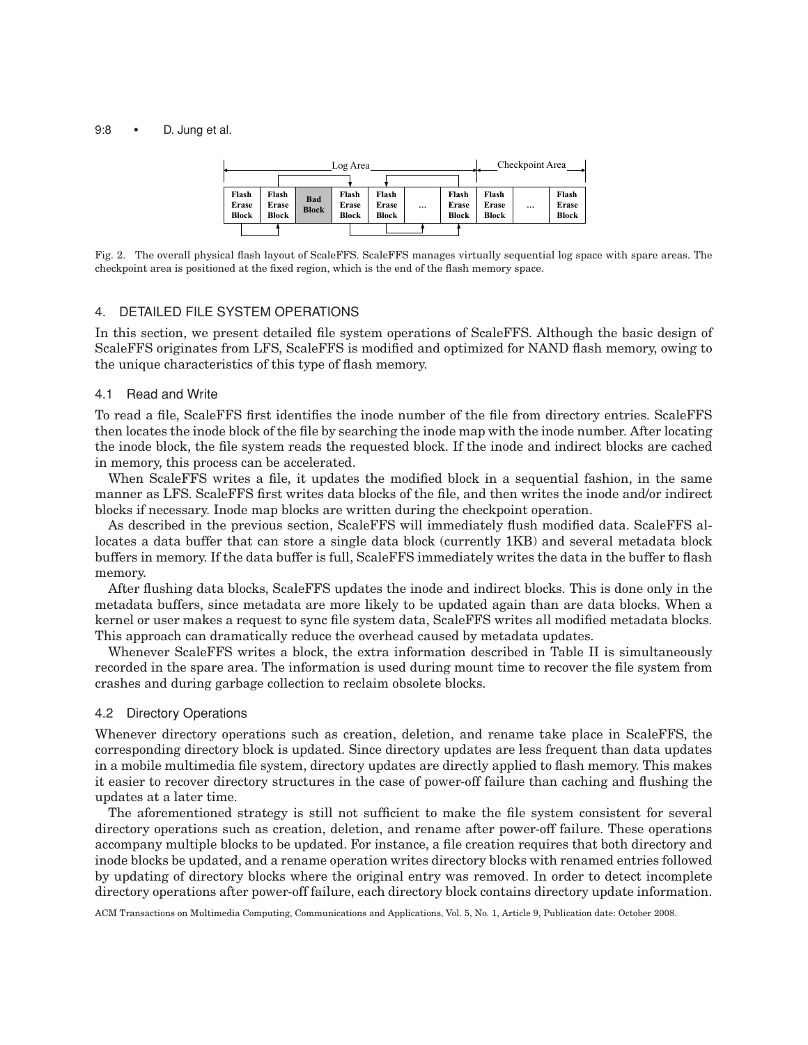Log Area

Checkpoint Area

Flash Erase Block

Flash Erase Block

Bad Block

Flash Erase Block

Flash Erase Block

...

Flash Erase Block

Flash Erase Block

...

Flash Erase Block

Fig. 2. The overall physical flash layout of ScaleFFS. ScaleFFS manages virtually sequential log space with spare areas. The checkpoint area is positioned at the fixed region, which is the end of the flash memory space.

## 4. DETAILED FILE SYSTEM OPERATIONS

In this section, we present detailed file system operations of ScaleFFS. Although the basic design of ScaleFFS originates from LFS, ScaleFFS is modified and optimized for NAND flash memory, owing to the unique characteristics of this type of flash memory.

### 4.1 Read and Write

To read a file, ScaleFFS first identifies the inode number of the file from directory entries. ScaleFFS then locates the inode block of the file by searching the inode map with the inode number. After locating the inode block, the file system reads the requested block. If the inode and indirect blocks are cached in memory, this process can be accelerated.

When ScaleFFS writes a file, it updates the modified block in a sequential fashion, in the same manner as LFS. ScaleFFS first writes data blocks of the file, and then writes the inode and/or indirect blocks if necessary. Inode map blocks are written during the checkpoint operation.

As described in the previous section, ScaleFFS will immediately flush modified data. ScaleFFS allocates a data buffer that can store a single data block (currently 1KB) and several metadata block buffers in memory. If the data buffer is full, ScaleFFS immediately writes the data in the buffer to flash memory.

After flushing data blocks, ScaleFFS updates the inode and indirect blocks. This is done only in the metadata buffers, since metadata are more likely to be updated again than are data blocks. When a kernel or user makes a request to sync file system data, ScaleFFS writes all modified metadata blocks. This approach can dramatically reduce the overhead caused by metadata updates.

Whenever ScaleFFS writes a block, the extra information described in Table II is simultaneously recorded in the spare area. The information is used during mount time to recover the file system from crashes and during garbage collection to reclaim obsolete blocks.

### 4.2 Directory Operations

Whenever directory operations such as creation, deletion, and rename take place in ScaleFFS, the corresponding directory block is updated. Since directory updates are less frequent than data updates in a mobile multimedia file system, directory updates are directly applied to flash memory. This makes it easier to recover directory structures in the case of power-off failure than caching and flushing the updates at a later time.

The aforementioned strategy is still not sufficient to make the file system consistent for several directory operations such as creation, deletion, and rename after power-off failure. These operations accompany multiple blocks to be updated. For instance, a file creation requires that both directory and inode blocks be updated, and a rename operation writes directory blocks with renamed entries followed by updating of directory blocks where the original entry was removed. In order to detect incomplete directory operations after power-off failure, each directory block contains directory update information.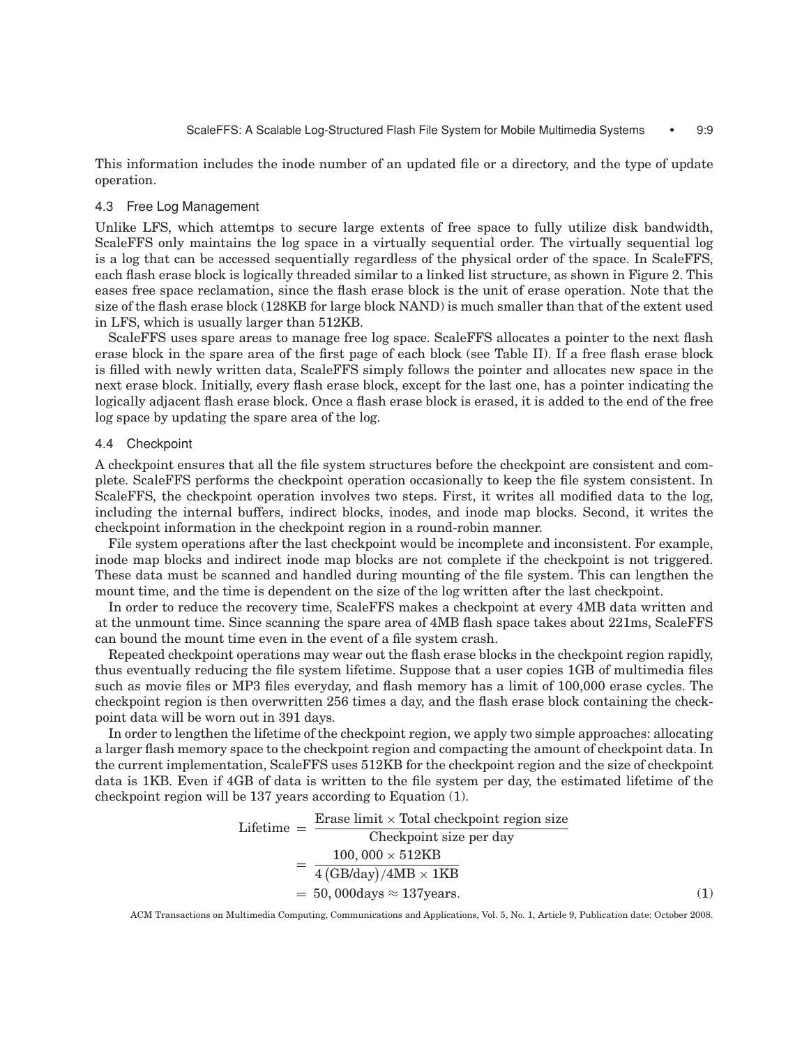This information includes the inode number of an updated file or a directory, and the type of update operation.

### 4.3 Free Log Management

Unlike LFS, which attemtps to secure large extents of free space to fully utilize disk bandwidth, ScaleFFS only maintains the log space in a virtually sequential order. The virtually sequential log is a log that can be accessed sequentially regardless of the physical order of the space. In ScaleFFS, each flash erase block is logically threaded similar to a linked list structure, as shown in Figure 2. This eases free space reclamation, since the flash erase block is the unit of erase operation. Note that the size of the flash erase block (128KB for large block NAND) is much smaller than that of the extent used in LFS, which is usually larger than 512KB.

ScaleFFS uses spare areas to manage free log space. ScaleFFS allocates a pointer to the next flash erase block in the spare area of the first page of each block (see Table II). If a free flash erase block is filled with newly written data, ScaleFFS simply follows the pointer and allocates new space in the next erase block. Initially, every flash erase block, except for the last one, has a pointer indicating the logically adjacent flash erase block. Once a flash erase block is erased, it is added to the end of the free log space by updating the spare area of the log.

### 4.4 Checkpoint

A checkpoint ensures that all the file system structures before the checkpoint are consistent and complete. ScaleFFS performs the checkpoint operation occasionally to keep the file system consistent. In ScaleFFS, the checkpoint operation involves two steps. First, it writes all modified data to the log, including the internal buffers, indirect blocks, inodes, and inode map blocks. Second, it writes the checkpoint information in the checkpoint region in a round-robin manner.

File system operations after the last checkpoint would be incomplete and inconsistent. For example, inode map blocks and indirect inode map blocks are not complete if the checkpoint is not triggered. These data must be scanned and handled during mounting of the file system. This can lengthen the mount time, and the time is dependent on the size of the log written after the last checkpoint.

In order to reduce the recovery time, ScaleFFS makes a checkpoint at every 4MB data written and at the unmount time. Since scanning the spare area of 4MB flash space takes about 221ms, ScaleFFS can bound the mount time even in the event of a file system crash.

Repeated checkpoint operations may wear out the flash erase blocks in the checkpoint region rapidly, thus eventually reducing the file system lifetime. Suppose that a user copies 1GB of multimedia files such as movie files or MP3 files everyday, and flash memory has a limit of 100,000 erase cycles. The checkpoint region is then overwritten 256 times a day, and the flash erase block containing the checkpoint data will be worn out in 391 days.

In order to lengthen the lifetime of the checkpoint region, we apply two simple approaches: allocating a larger flash memory space to the checkpoint region and compacting the amount of checkpoint data. In the current implementation, ScaleFFS uses 512KB for the checkpoint region and the size of checkpoint data is 1KB. Even if 4GB of data is written to the file system per day, the estimated lifetime of the checkpoint region will be 137 years according to Equation (1).

$$
\begin{aligned}
\text{Lifetime} &= \frac{\text{Erase limit} \times \text{Total checkpoint region size}}{\text{Checkpoint size per day}} \\
&= \frac{100,000 \times 512\text{KB}}{4\,(\text{GB/day})/4\text{MB} \times 1\text{KB}} \\
&= 50,000\text{days} \approx 137\text{years}.
\end{aligned} \tag{1}
$$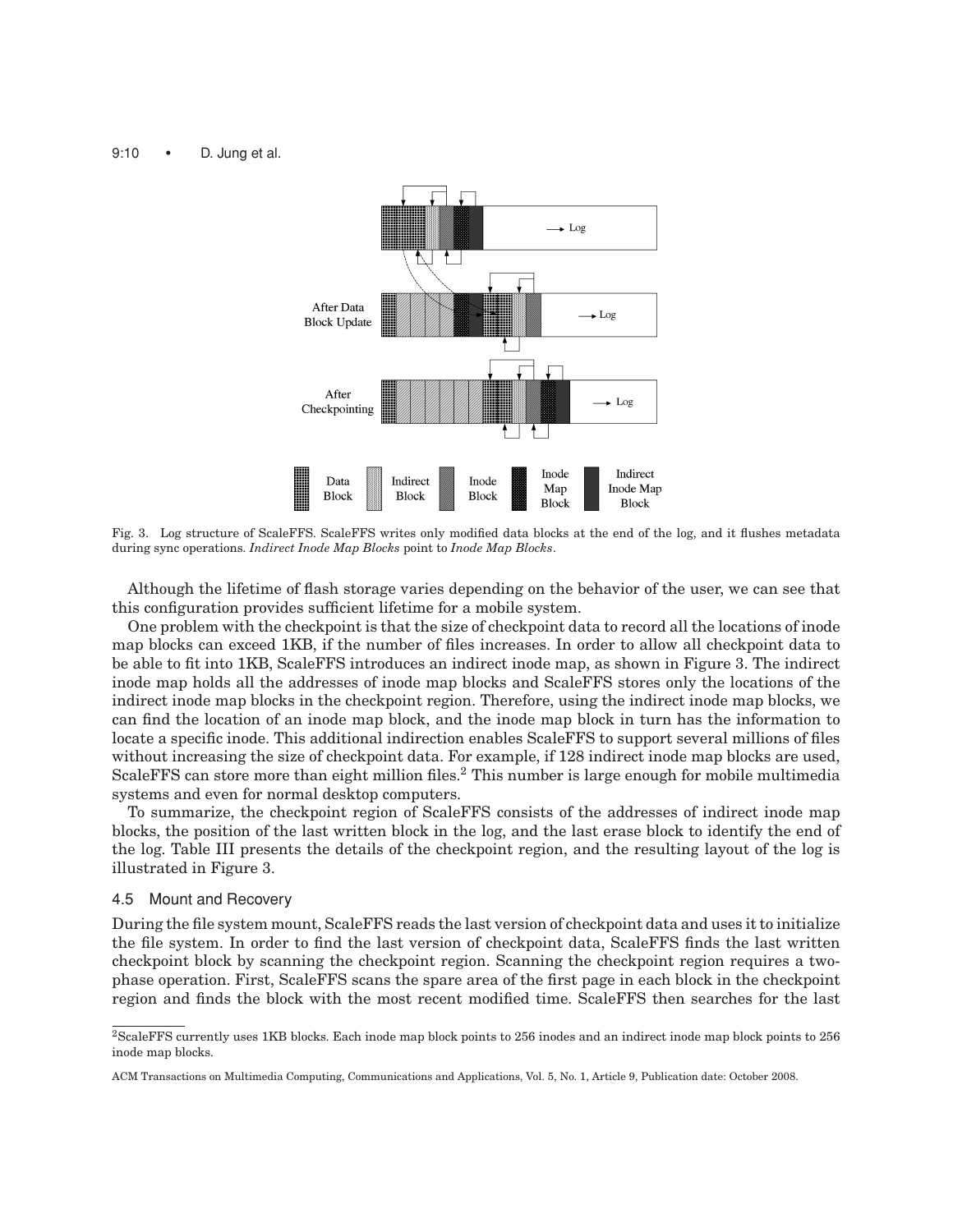Fig. 3. Log structure of ScaleFFS. ScaleFFS writes only modified data blocks at the end of the log, and it flushes metadata during sync operations. *Indirect Inode Map Blocks* point to *Inode Map Blocks*.

Although the lifetime of flash storage varies depending on the behavior of the user, we can see that this configuration provides sufficient lifetime for a mobile system.

One problem with the checkpoint is that the size of checkpoint data to record all the locations of inode map blocks can exceed 1KB, if the number of files increases. In order to allow all checkpoint data to be able to fit into 1KB, ScaleFFS introduces an indirect inode map, as shown in Figure 3. The indirect inode map holds all the addresses of inode map blocks and ScaleFFS stores only the locations of the indirect inode map blocks in the checkpoint region. Therefore, using the indirect inode map blocks, we can find the location of an inode map block, and the inode map block in turn has the information to locate a specific inode. This additional indirection enables ScaleFFS to support several millions of files without increasing the size of checkpoint data. For example, if 128 indirect inode map blocks are used, ScaleFFS can store more than eight million files.[2] This number is large enough for mobile multimedia systems and even for normal desktop computers.

To summarize, the checkpoint region of ScaleFFS consists of the addresses of indirect inode map blocks, the position of the last written block in the log, and the last erase block to identify the end of the log. Table III presents the details of the checkpoint region, and the resulting layout of the log is illustrated in Figure 3.

### 4.5 Mount and Recovery

During the file system mount, ScaleFFS reads the last version of checkpoint data and uses it to initialize the file system. In order to find the last version of checkpoint data, ScaleFFS finds the last written checkpoint block by scanning the checkpoint region. Scanning the checkpoint region requires a two-phase operation. First, ScaleFFS scans the spare area of the first page in each block in the checkpoint region and finds the block with the most recent modified time. ScaleFFS then searches for the last

[2] ScaleFFS currently uses 1KB blocks. Each inode map block points to 256 inodes and an indirect inode map block points to 256 inode map blocks.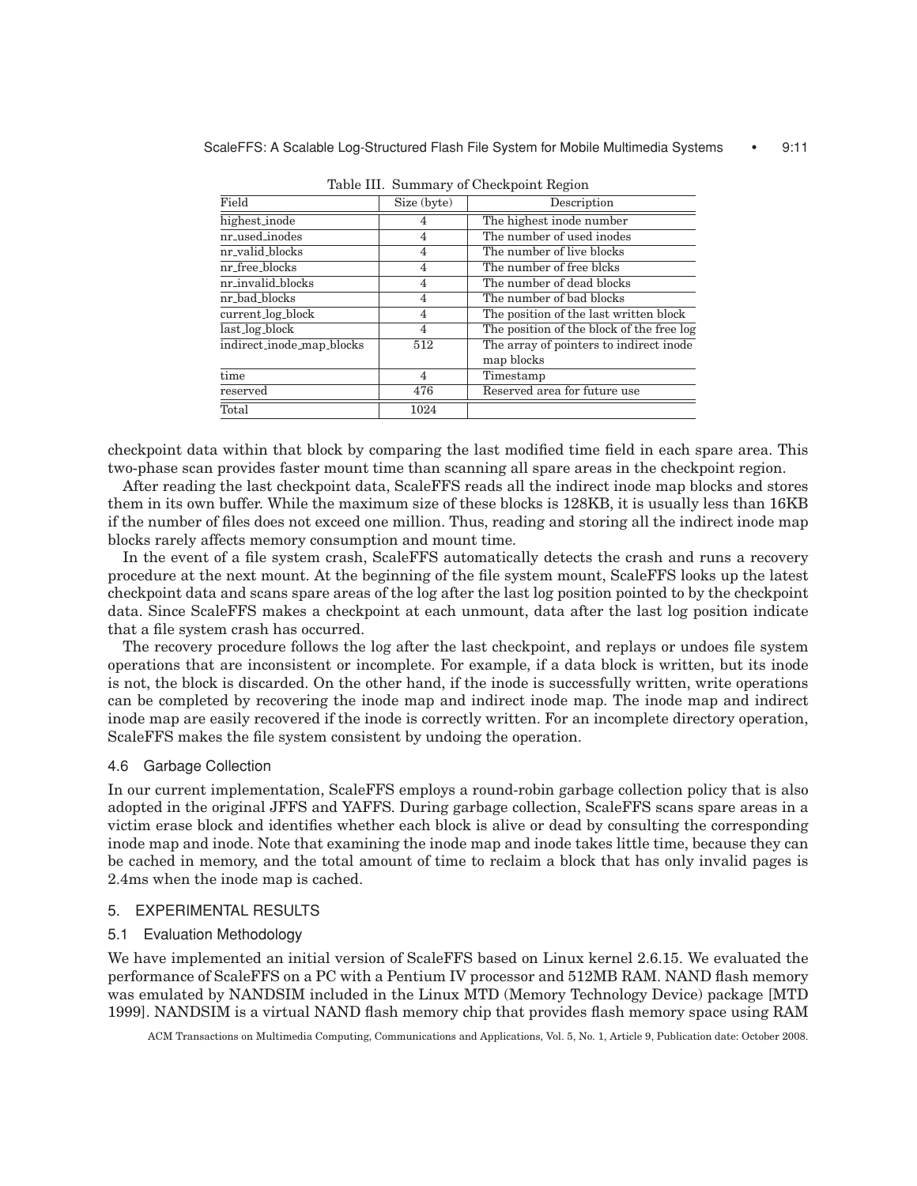Table III. Summary of Checkpoint Region

| Field | Size (byte) | Description |
|---|---|---|
| highest_inode | 4 | The highest inode number |
| nr_used_inodes | 4 | The number of used inodes |
| nr_valid_blocks | 4 | The number of live blocks |
| nr_free_blocks | 4 | The number of free blcks |
| nr_invalid_blocks | 4 | The number of dead blocks |
| nr_bad_blocks | 4 | The number of bad blocks |
| current_log_block | 4 | The position of the last written block |
| last_log_block | 4 | The position of the block of the free log |
| indirect_inode_map_blocks | 512 | The array of pointers to indirect inode map blocks |
| time | 4 | Timestamp |
| reserved | 476 | Reserved area for future use |
| Total | 1024 | |

checkpoint data within that block by comparing the last modified time field in each spare area. This two-phase scan provides faster mount time than scanning all spare areas in the checkpoint region.

After reading the last checkpoint data, ScaleFFS reads all the indirect inode map blocks and stores them in its own buffer. While the maximum size of these blocks is 128KB, it is usually less than 16KB if the number of files does not exceed one million. Thus, reading and storing all the indirect inode map blocks rarely affects memory consumption and mount time.

In the event of a file system crash, ScaleFFS automatically detects the crash and runs a recovery procedure at the next mount. At the beginning of the file system mount, ScaleFFS looks up the latest checkpoint data and scans spare areas of the log after the last log position pointed to by the checkpoint data. Since ScaleFFS makes a checkpoint at each unmount, data after the last log position indicate that a file system crash has occurred.

The recovery procedure follows the log after the last checkpoint, and replays or undoes file system operations that are inconsistent or incomplete. For example, if a data block is written, but its inode is not, the block is discarded. On the other hand, if the inode is successfully written, write operations can be completed by recovering the inode map and indirect inode map. The inode map and indirect inode map are easily recovered if the inode is correctly written. For an incomplete directory operation, ScaleFFS makes the file system consistent by undoing the operation.

### 4.6 Garbage Collection

In our current implementation, ScaleFFS employs a round-robin garbage collection policy that is also adopted in the original JFFS and YAFFS. During garbage collection, ScaleFFS scans spare areas in a victim erase block and identifies whether each block is alive or dead by consulting the corresponding inode map and inode. Note that examining the inode map and inode takes little time, because they can be cached in memory, and the total amount of time to reclaim a block that has only invalid pages is 2.4ms when the inode map is cached.

## 5. EXPERIMENTAL RESULTS

### 5.1 Evaluation Methodology

We have implemented an initial version of ScaleFFS based on Linux kernel 2.6.15. We evaluated the performance of ScaleFFS on a PC with a Pentium IV processor and 512MB RAM. NAND flash memory was emulated by NANDSIM included in the Linux MTD (Memory Technology Device) package [MTD 1999]. NANDSIM is a virtual NAND flash memory chip that provides flash memory space using RAM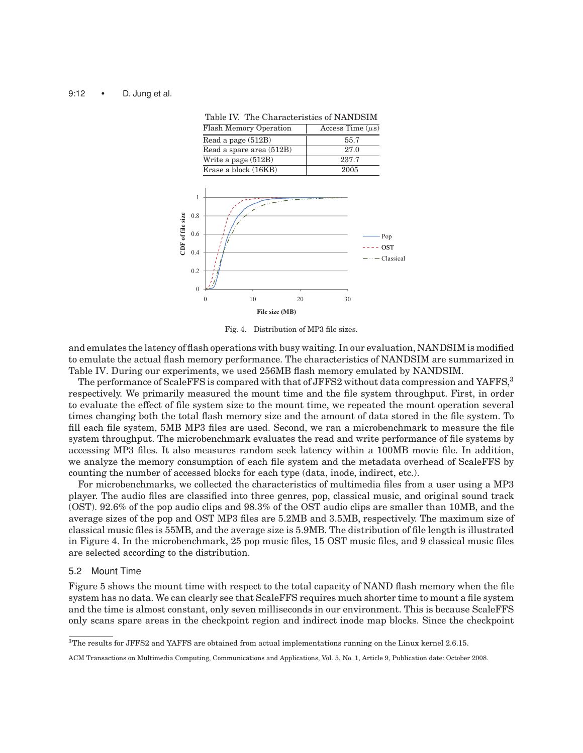Table IV. The Characteristics of NANDSIM

| Flash Memory Operation | Access Time ($\mu$s) |
|---|---|
| Read a page (512B) | 55.7 |
| Read a spare area (512B) | 27.0 |
| Write a page (512B) | 237.7 |
| Erase a block (16KB) | 2005 |

Fig. 4. Distribution of MP3 file sizes.

and emulates the latency of flash operations with busy waiting. In our evaluation, NANDSIM is modified to emulate the actual flash memory performance. The characteristics of NANDSIM are summarized in Table IV. During our experiments, we used 256MB flash memory emulated by NANDSIM.

The performance of ScaleFFS is compared with that of JFFS2 without data compression and YAFFS,[3] respectively. We primarily measured the mount time and the file system throughput. First, in order to evaluate the effect of file system size to the mount time, we repeated the mount operation several times changing both the total flash memory size and the amount of data stored in the file system. To fill each file system, 5MB MP3 files are used. Second, we ran a microbenchmark to measure the file system throughput. The microbenchmark evaluates the read and write performance of file systems by accessing MP3 files. It also measures random seek latency within a 100MB movie file. In addition, we analyze the memory consumption of each file system and the metadata overhead of ScaleFFS by counting the number of accessed blocks for each type (data, inode, indirect, etc.).

For microbenchmarks, we collected the characteristics of multimedia files from a user using a MP3 player. The audio files are classified into three genres, pop, classical music, and original sound track (OST). 92.6% of the pop audio clips and 98.3% of the OST audio clips are smaller than 10MB, and the average sizes of the pop and OST MP3 files are 5.2MB and 3.5MB, respectively. The maximum size of classical music files is 55MB, and the average size is 5.9MB. The distribution of file length is illustrated in Figure 4. In the microbenchmark, 25 pop music files, 15 OST music files, and 9 classical music files are selected according to the distribution.

### 5.2 Mount Time

Figure 5 shows the mount time with respect to the total capacity of NAND flash memory when the file system has no data. We can clearly see that ScaleFFS requires much shorter time to mount a file system and the time is almost constant, only seven milliseconds in our environment. This is because ScaleFFS only scans spare areas in the checkpoint region and indirect inode map blocks. Since the checkpoint

[3]The results for JFFS2 and YAFFS are obtained from actual implementations running on the Linux kernel 2.6.15.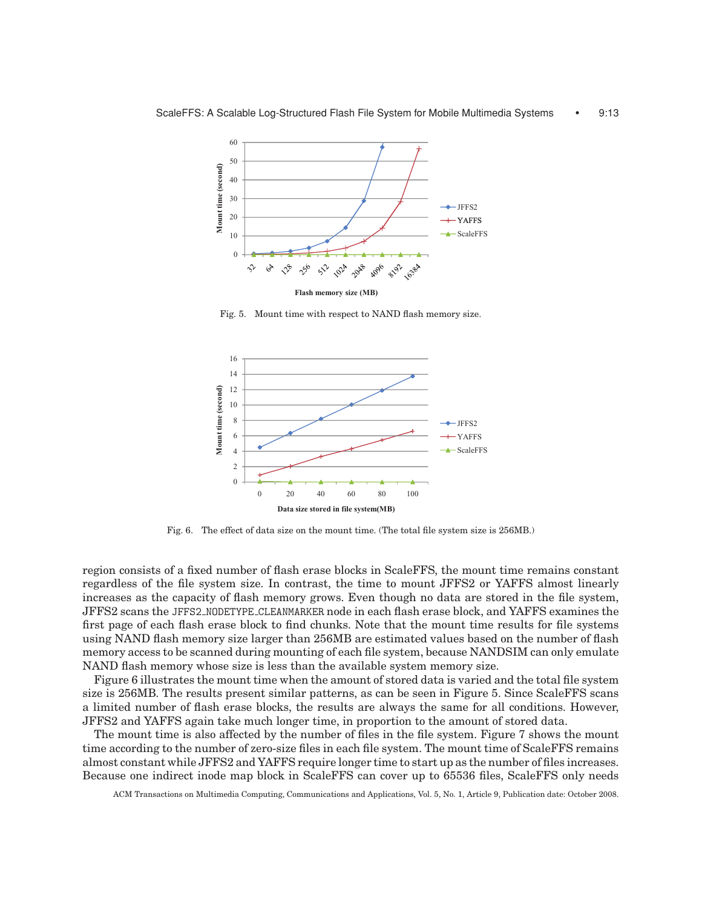Fig. 5. Mount time with respect to NAND flash memory size.

Fig. 6. The effect of data size on the mount time. (The total file system size is 256MB.)

region consists of a fixed number of flash erase blocks in ScaleFFS, the mount time remains constant regardless of the file system size. In contrast, the time to mount JFFS2 or YAFFS almost linearly increases as the capacity of flash memory grows. Even though no data are stored in the file system, JFFS2 scans the `JFFS2_NODETYPE_CLEANMARKER` node in each flash erase block, and YAFFS examines the first page of each flash erase block to find chunks. Note that the mount time results for file systems using NAND flash memory size larger than 256MB are estimated values based on the number of flash memory access to be scanned during mounting of each file system, because NANDSIM can only emulate NAND flash memory whose size is less than the available system memory size.

Figure 6 illustrates the mount time when the amount of stored data is varied and the total file system size is 256MB. The results present similar patterns, as can be seen in Figure 5. Since ScaleFFS scans a limited number of flash erase blocks, the results are always the same for all conditions. However, JFFS2 and YAFFS again take much longer time, in proportion to the amount of stored data.

The mount time is also affected by the number of files in the file system. Figure 7 shows the mount time according to the number of zero-size files in each file system. The mount time of ScaleFFS remains almost constant while JFFS2 and YAFFS require longer time to start up as the number of files increases. Because one indirect inode map block in ScaleFFS can cover up to 65536 files, ScaleFFS only needs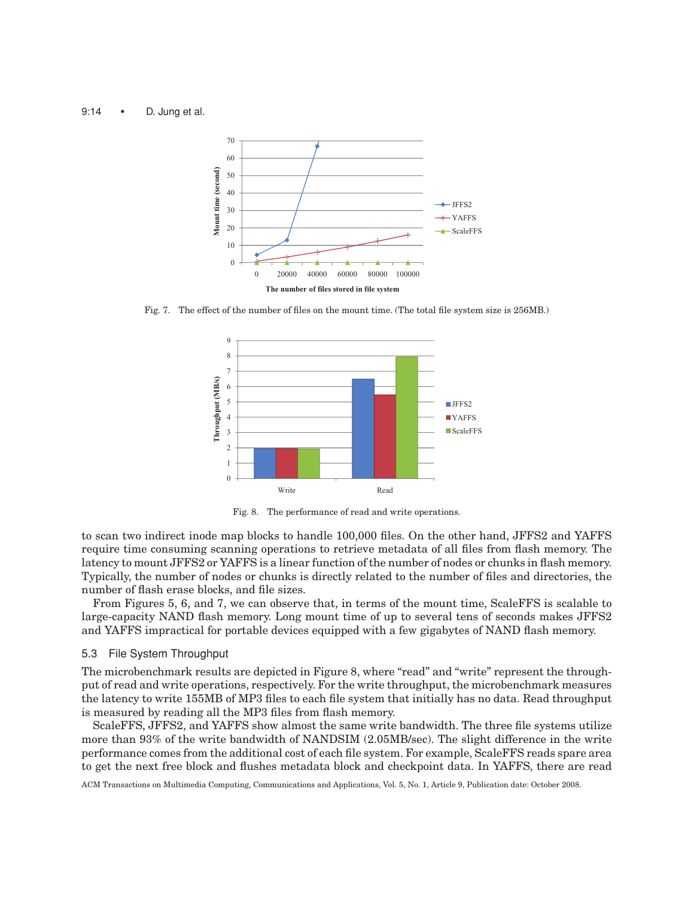Fig. 7. The effect of the number of files on the mount time. (The total file system size is 256MB.)

Fig. 8. The performance of read and write operations.

to scan two indirect inode map blocks to handle 100,000 files. On the other hand, JFFS2 and YAFFS require time consuming scanning operations to retrieve metadata of all files from flash memory. The latency to mount JFFS2 or YAFFS is a linear function of the number of nodes or chunks in flash memory. Typically, the number of nodes or chunks is directly related to the number of files and directories, the number of flash erase blocks, and file sizes.

From Figures 5, 6, and 7, we can observe that, in terms of the mount time, ScaleFFS is scalable to large-capacity NAND flash memory. Long mount time of up to several tens of seconds makes JFFS2 and YAFFS impractical for portable devices equipped with a few gigabytes of NAND flash memory.

### 5.3 File System Throughput

The microbenchmark results are depicted in Figure 8, where "read" and "write" represent the throughput of read and write operations, respectively. For the write throughput, the microbenchmark measures the latency to write 155MB of MP3 files to each file system that initially has no data. Read throughput is measured by reading all the MP3 files from flash memory.

ScaleFFS, JFFS2, and YAFFS show almost the same write bandwidth. The three file systems utilize more than 93% of the write bandwidth of NANDSIM (2.05MB/sec). The slight difference in the write performance comes from the additional cost of each file system. For example, ScaleFFS reads spare area to get the next free block and flushes metadata block and checkpoint data. In YAFFS, there are read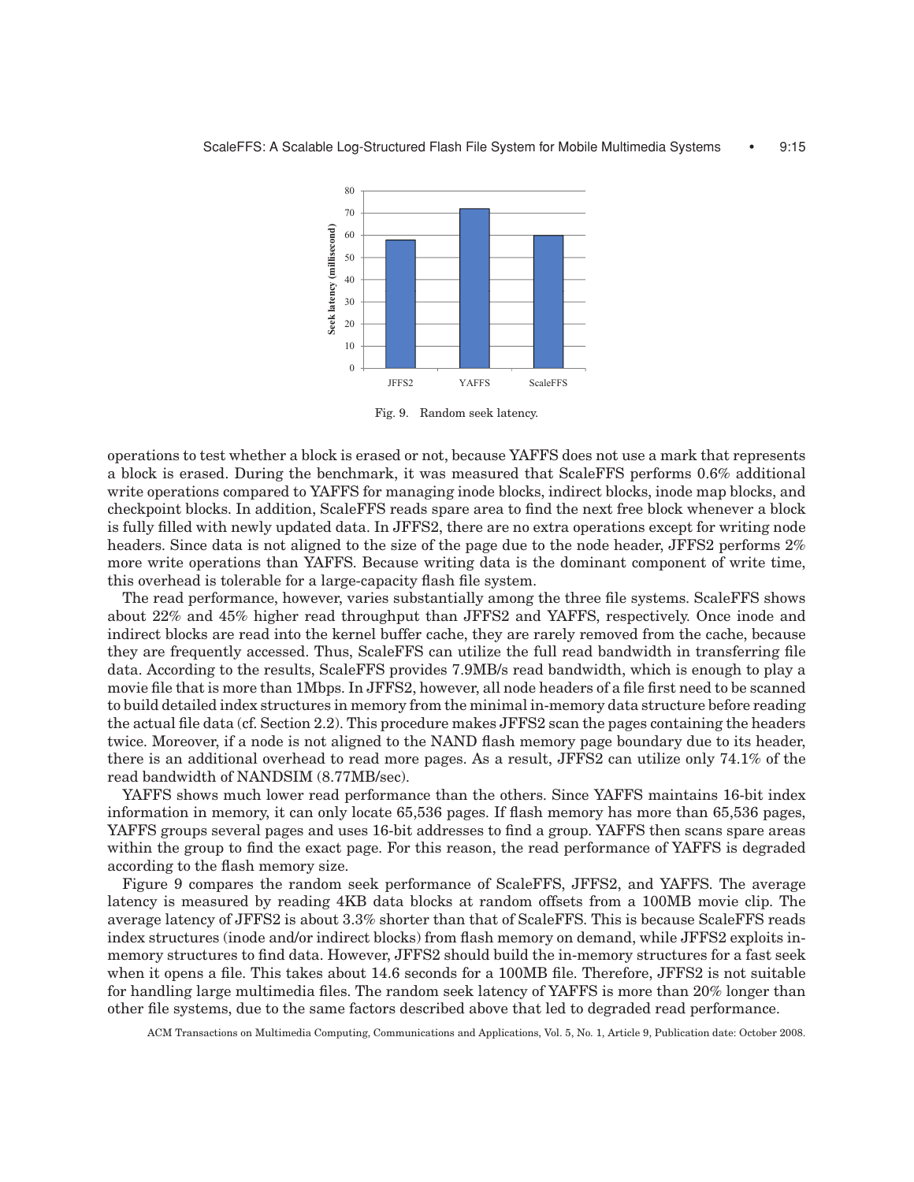Fig. 9. Random seek latency.

operations to test whether a block is erased or not, because YAFFS does not use a mark that represents a block is erased. During the benchmark, it was measured that ScaleFFS performs 0.6% additional write operations compared to YAFFS for managing inode blocks, indirect blocks, inode map blocks, and checkpoint blocks. In addition, ScaleFFS reads spare area to find the next free block whenever a block is fully filled with newly updated data. In JFFS2, there are no extra operations except for writing node headers. Since data is not aligned to the size of the page due to the node header, JFFS2 performs 2% more write operations than YAFFS. Because writing data is the dominant component of write time, this overhead is tolerable for a large-capacity flash file system.

The read performance, however, varies substantially among the three file systems. ScaleFFS shows about 22% and 45% higher read throughput than JFFS2 and YAFFS, respectively. Once inode and indirect blocks are read into the kernel buffer cache, they are rarely removed from the cache, because they are frequently accessed. Thus, ScaleFFS can utilize the full read bandwidth in transferring file data. According to the results, ScaleFFS provides 7.9MB/s read bandwidth, which is enough to play a movie file that is more than 1Mbps. In JFFS2, however, all node headers of a file first need to be scanned to build detailed index structures in memory from the minimal in-memory data structure before reading the actual file data (cf. Section 2.2). This procedure makes JFFS2 scan the pages containing the headers twice. Moreover, if a node is not aligned to the NAND flash memory page boundary due to its header, there is an additional overhead to read more pages. As a result, JFFS2 can utilize only 74.1% of the read bandwidth of NANDSIM (8.77MB/sec).

YAFFS shows much lower read performance than the others. Since YAFFS maintains 16-bit index information in memory, it can only locate 65,536 pages. If flash memory has more than 65,536 pages, YAFFS groups several pages and uses 16-bit addresses to find a group. YAFFS then scans spare areas within the group to find the exact page. For this reason, the read performance of YAFFS is degraded according to the flash memory size.

Figure 9 compares the random seek performance of ScaleFFS, JFFS2, and YAFFS. The average latency is measured by reading 4KB data blocks at random offsets from a 100MB movie clip. The average latency of JFFS2 is about 3.3% shorter than that of ScaleFFS. This is because ScaleFFS reads index structures (inode and/or indirect blocks) from flash memory on demand, while JFFS2 exploits in-memory structures to find data. However, JFFS2 should build the in-memory structures for a fast seek when it opens a file. This takes about 14.6 seconds for a 100MB file. Therefore, JFFS2 is not suitable for handling large multimedia files. The random seek latency of YAFFS is more than 20% longer than other file systems, due to the same factors described above that led to degraded read performance.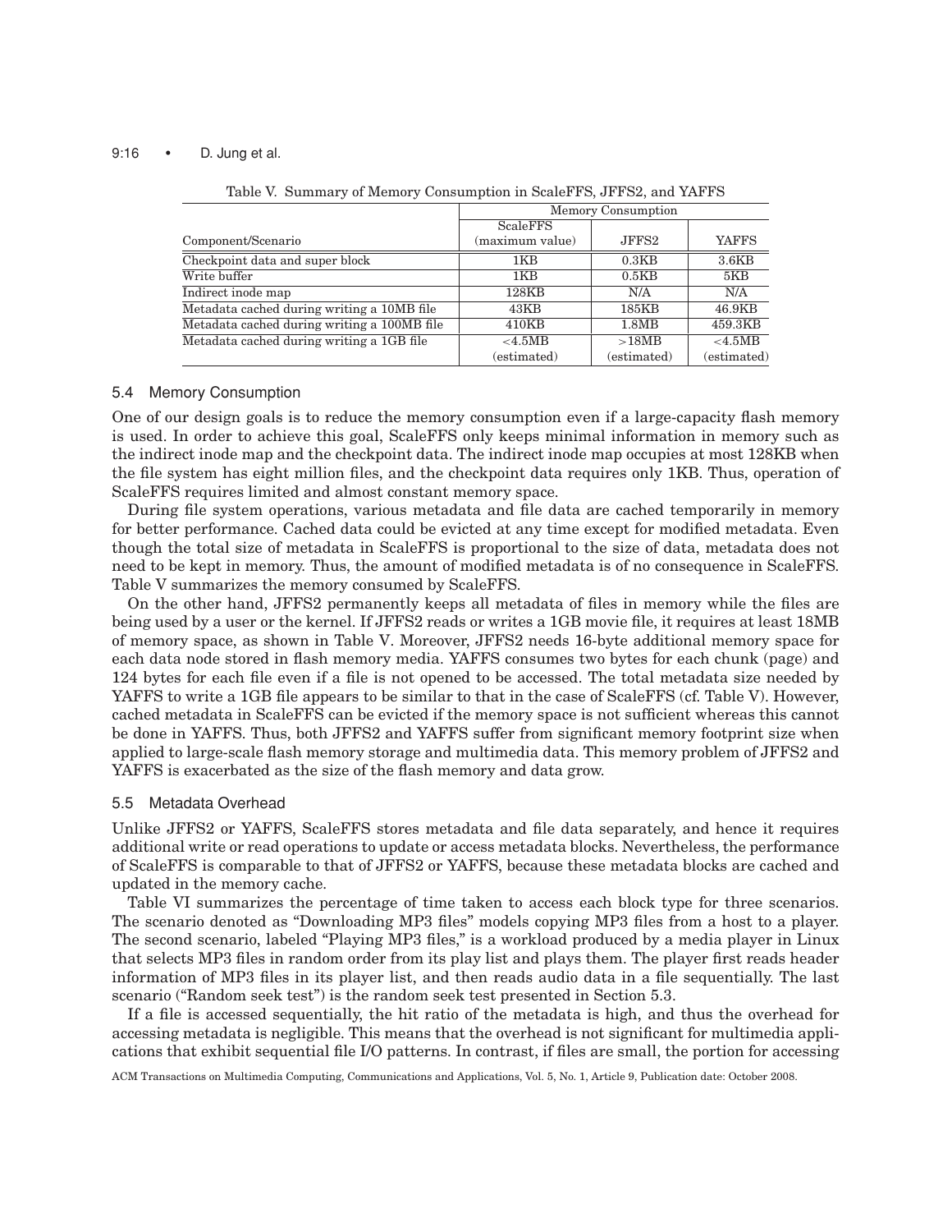Table V. Summary of Memory Consumption in ScaleFFS, JFFS2, and YAFFS

| Component/Scenario | Memory Consumption | | |
|---|---|---|---|
| | ScaleFFS (maximum value) | JFFS2 | YAFFS |
| Checkpoint data and super block | 1KB | 0.3KB | 3.6KB |
| Write buffer | 1KB | 0.5KB | 5KB |
| Indirect inode map | 128KB | N/A | N/A |
| Metadata cached during writing a 10MB file | 43KB | 185KB | 46.9KB |
| Metadata cached during writing a 100MB file | 410KB | 1.8MB | 459.3KB |
| Metadata cached during writing a 1GB file | <4.5MB (estimated) | >18MB (estimated) | <4.5MB (estimated) |

### 5.4 Memory Consumption

One of our design goals is to reduce the memory consumption even if a large-capacity flash memory is used. In order to achieve this goal, ScaleFFS only keeps minimal information in memory such as the indirect inode map and the checkpoint data. The indirect inode map occupies at most 128KB when the file system has eight million files, and the checkpoint data requires only 1KB. Thus, operation of ScaleFFS requires limited and almost constant memory space.

During file system operations, various metadata and file data are cached temporarily in memory for better performance. Cached data could be evicted at any time except for modified metadata. Even though the total size of metadata in ScaleFFS is proportional to the size of data, metadata does not need to be kept in memory. Thus, the amount of modified metadata is of no consequence in ScaleFFS. Table V summarizes the memory consumed by ScaleFFS.

On the other hand, JFFS2 permanently keeps all metadata of files in memory while the files are being used by a user or the kernel. If JFFS2 reads or writes a 1GB movie file, it requires at least 18MB of memory space, as shown in Table V. Moreover, JFFS2 needs 16-byte additional memory space for each data node stored in flash memory media. YAFFS consumes two bytes for each chunk (page) and 124 bytes for each file even if a file is not opened to be accessed. The total metadata size needed by YAFFS to write a 1GB file appears to be similar to that in the case of ScaleFFS (cf. Table V). However, cached metadata in ScaleFFS can be evicted if the memory space is not sufficient whereas this cannot be done in YAFFS. Thus, both JFFS2 and YAFFS suffer from significant memory footprint size when applied to large-scale flash memory storage and multimedia data. This memory problem of JFFS2 and YAFFS is exacerbated as the size of the flash memory and data grow.

### 5.5 Metadata Overhead

Unlike JFFS2 or YAFFS, ScaleFFS stores metadata and file data separately, and hence it requires additional write or read operations to update or access metadata blocks. Nevertheless, the performance of ScaleFFS is comparable to that of JFFS2 or YAFFS, because these metadata blocks are cached and updated in the memory cache.

Table VI summarizes the percentage of time taken to access each block type for three scenarios. The scenario denoted as "Downloading MP3 files" models copying MP3 files from a host to a player. The second scenario, labeled "Playing MP3 files," is a workload produced by a media player in Linux that selects MP3 files in random order from its play list and plays them. The player first reads header information of MP3 files in its player list, and then reads audio data in a file sequentially. The last scenario ("Random seek test") is the random seek test presented in Section 5.3.

If a file is accessed sequentially, the hit ratio of the metadata is high, and thus the overhead for accessing metadata is negligible. This means that the overhead is not significant for multimedia applications that exhibit sequential file I/O patterns. In contrast, if files are small, the portion for accessing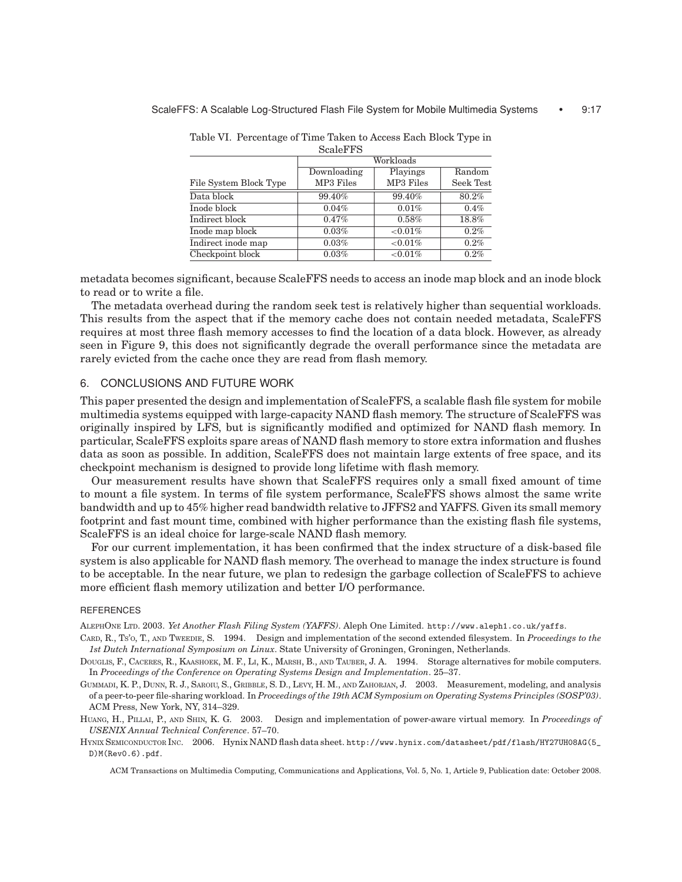Table VI. Percentage of Time Taken to Access Each Block Type in ScaleFFS

| | Workloads | | |
|---|---|---|---|
| File System Block Type | Downloading MP3 Files | Playings MP3 Files | Random Seek Test |
| Data block | 99.40% | 99.40% | 80.2% |
| Inode block | 0.04% | 0.01% | 0.4% |
| Indirect block | 0.47% | 0.58% | 18.8% |
| Inode map block | 0.03% | <0.01% | 0.2% |
| Indirect inode map | 0.03% | <0.01% | 0.2% |
| Checkpoint block | 0.03% | <0.01% | 0.2% |

metadata becomes significant, because ScaleFFS needs to access an inode map block and an inode block to read or to write a file.

The metadata overhead during the random seek test is relatively higher than sequential workloads. This results from the aspect that if the memory cache does not contain needed metadata, ScaleFFS requires at most three flash memory accesses to find the location of a data block. However, as already seen in Figure 9, this does not significantly degrade the overall performance since the metadata are rarely evicted from the cache once they are read from flash memory.

## 6. CONCLUSIONS AND FUTURE WORK

This paper presented the design and implementation of ScaleFFS, a scalable flash file system for mobile multimedia systems equipped with large-capacity NAND flash memory. The structure of ScaleFFS was originally inspired by LFS, but is significantly modified and optimized for NAND flash memory. In particular, ScaleFFS exploits spare areas of NAND flash memory to store extra information and flushes data as soon as possible. In addition, ScaleFFS does not maintain large extents of free space, and its checkpoint mechanism is designed to provide long lifetime with flash memory.

Our measurement results have shown that ScaleFFS requires only a small fixed amount of time to mount a file system. In terms of file system performance, ScaleFFS shows almost the same write bandwidth and up to 45% higher read bandwidth relative to JFFS2 and YAFFS. Given its small memory footprint and fast mount time, combined with higher performance than the existing flash file systems, ScaleFFS is an ideal choice for large-scale NAND flash memory.

For our current implementation, it has been confirmed that the index structure of a disk-based file system is also applicable for NAND flash memory. The overhead to manage the index structure is found to be acceptable. In the near future, we plan to redesign the garbage collection of ScaleFFS to achieve more efficient flash memory utilization and better I/O performance.

### REFERENCES

ALEPHONE LTD. 2003. *Yet Another Flash Filing System (YAFFS)*. Aleph One Limited. http://www.aleph1.co.uk/yaffs.

CARD, R., TS'O, T., AND TWEEDIE, S. 1994. Design and implementation of the second extended filesystem. In *Proceedings to the 1st Dutch International Symposium on Linux*. State University of Groningen, Groningen, Netherlands.

DOUGLIS, F., CACERES, R., KAASHOEK, M. F., LI, K., MARSH, B., AND TAUBER, J. A. 1994. Storage alternatives for mobile computers. In *Proceedings of the Conference on Operating Systems Design and Implementation*. 25–37.

GUMMADI, K. P., DUNN, R. J., SAROIU, S., GRIBBLE, S. D., LEVY, H. M., AND ZAHORJAN, J. 2003. Measurement, modeling, and analysis of a peer-to-peer file-sharing workload. In *Proceedings of the 19th ACM Symposium on Operating Systems Principles (SOSP'03)*. ACM Press, New York, NY, 314–329.

HUANG, H., PILLAI, P., AND SHIN, K. G. 2003. Design and implementation of power-aware virtual memory. In *Proceedings of USENIX Annual Technical Conference*. 57–70.

HYNIX SEMICONDUCTOR INC. 2006. Hynix NAND flash data sheet. http://www.hynix.com/datasheet/pdf/flash/HY27UH08AG(5_D)M(Rev0.6).pdf.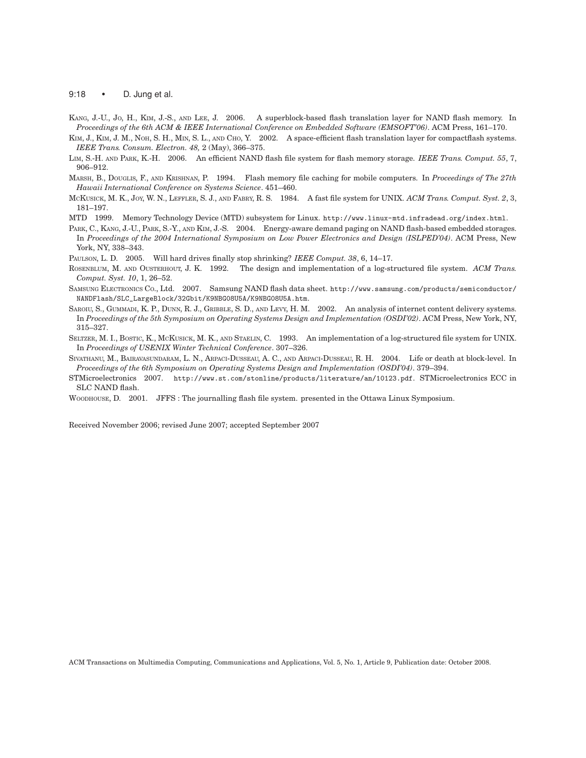KANG, J.-U., JO, H., KIM, J.-S., AND LEE, J. 2006. A superblock-based flash translation layer for NAND flash memory. In *Proceedings of the 6th ACM & IEEE International Conference on Embedded Software (EMSOFT'06)*. ACM Press, 161–170.

KIM, J., KIM, J. M., NOH, S. H., MIN, S. L., AND CHO, Y. 2002. A space-efficient flash translation layer for compactflash systems. *IEEE Trans. Consum. Electron. 48,* 2 (May), 366–375.

LIM, S.-H. AND PARK, K.-H. 2006. An efficient NAND flash file system for flash memory storage. *IEEE Trans. Comput. 55*, 7, 906–912.

MARSH, B., DOUGLIS, F., AND KRISHNAN, P. 1994. Flash memory file caching for mobile computers. In *Proceedings of The 27th Hawaii International Conference on Systems Science*. 451–460.

MCKUSICK, M. K., JOY, W. N., LEFFLER, S. J., AND FABRY, R. S. 1984. A fast file system for UNIX. *ACM Trans. Comput. Syst. 2*, 3, 181–197.

MTD 1999. Memory Technology Device (MTD) subsystem for Linux. http://www.linux-mtd.infradead.org/index.html.

PARK, C., KANG, J.-U., PARK, S.-Y., AND KIM, J.-S. 2004. Energy-aware demand paging on NAND flash-based embedded storages. In *Proceedings of the 2004 International Symposium on Low Power Electronics and Design (ISLPED'04)*. ACM Press, New York, NY, 338–343.

PAULSON, L. D. 2005. Will hard drives finally stop shrinking? *IEEE Comput. 38*, 6, 14–17.

ROSENBLUM, M. AND OUSTERHOUT, J. K. 1992. The design and implementation of a log-structured file system. *ACM Trans. Comput. Syst. 10*, 1, 26–52.

SAMSUNG ELECTRONICS CO., Ltd. 2007. Samsung NAND flash data sheet. http://www.samsung.com/products/semiconductor/NANDFlash/SLC_LargeBlock/32Gbit/K9NBG08U5A/K9NBG08U5A.htm.

SAROIU, S., GUMMADI, K. P., DUNN, R. J., GRIBBLE, S. D., AND LEVY, H. M. 2002. An analysis of internet content delivery systems. In *Proceedings of the 5th Symposium on Operating Systems Design and Implementation (OSDI'02)*. ACM Press, New York, NY, 315–327.

SELTZER, M. I., BOSTIC, K., MCKUSICK, M. K., AND STAELIN, C. 1993. An implementation of a log-structured file system for UNIX. In *Proceedings of USENIX Winter Technical Conference*. 307–326.

SIVATHANU, M., BAIRAVASUNDARAM, L. N., ARPACI-DUSSEAU, A. C., AND ARPACI-DUSSEAU, R. H. 2004. Life or death at block-level. In *Proceedings of the 6th Symposium on Operating Systems Design and Implementation (OSDI'04)*. 379–394.

STMicroelectronics 2007. http://www.st.com/stonline/products/literature/an/10123.pdf. STMicroelectronics ECC in SLC NAND flash.

WOODHOUSE, D. 2001. JFFS : The journalling flash file system. presented in the Ottawa Linux Symposium.

Received November 2006; revised June 2007; accepted September 2007